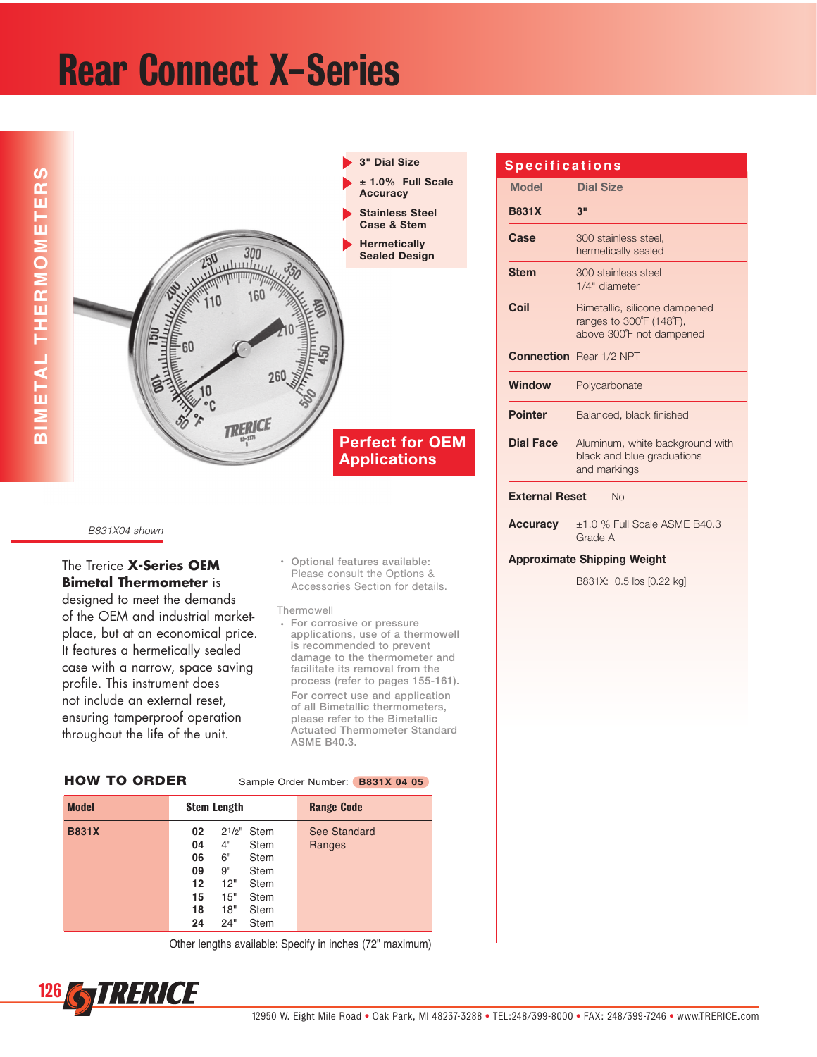# Rear Connect X-Series

BIMETAL THERMOMETERS

- 3" Dial Size
- ± 1.0% Full Scale Accuracy
- Stainless Steel Case & Stem
- Hermetically Sealed Design

**Perfect for OEM Applications**

*B831X04 shown*

The Trerice **X-Series OEM Bimetal Thermometer** is designed to meet the demands of the OEM and industrial market-place, but at an economical price. It features a hermetically sealed case with a narrow, space saving profile. This instrument does not include an external reset, ensuring tamperproof operation throughout the life of the unit.

- Optional features available: Please consult the Options & Accessories Section for details.

Thermowell

- For corrosive or pressure applications, use of a thermowell is recommended to prevent damage to the thermometer and facilitate its removal from the process (refer to pages 155-161). For correct use and application of all Bimetallic thermometers, please refer to the Bimetallic Actuated Thermometer Standard ASME B40.3.

## Specifications

| Model | Dial Size |
|---|---|
| **B831X** | **3"** |
| **Case** | 300 stainless steel, hermetically sealed |
| **Stem** | 300 stainless steel 1/4" diameter |
| **Coil** | Bimetallic, silicone dampened ranges to 300˚F (148˚F), above 300˚F not dampened |
| **Connection** | Rear 1/2 NPT |
| **Window** | Polycarbonate |
| **Pointer** | Balanced, black finished |
| **Dial Face** | Aluminum, white background with black and blue graduations and markings |
| **External Reset** | No |
| **Accuracy** | ±1.0 % Full Scale ASME B40.3 Grade A |
| **Approximate Shipping Weight** | B831X: 0.5 lbs [0.22 kg] |

## HOW TO ORDER

Sample Order Number: **B831X 04 05**

| Model | Stem Length | Range Code |
|---|---|---|
| **B831X** | **02** 2 1/2" Stem | See Standard Ranges |
| | **04** 4" Stem | |
| | **06** 6" Stem | |
| | **09** 9" Stem | |
| | **12** 12" Stem | |
| | **15** 15" Stem | |
| | **18** 18" Stem | |
| | **24** 24" Stem | |

Other lengths available: Specify in inches (72" maximum)

TRERICE

12950 W. Eight Mile Road • Oak Park, MI 48237-3288 • TEL:248/399-8000 • FAX: 248/399-7246 • www.TRERICE.com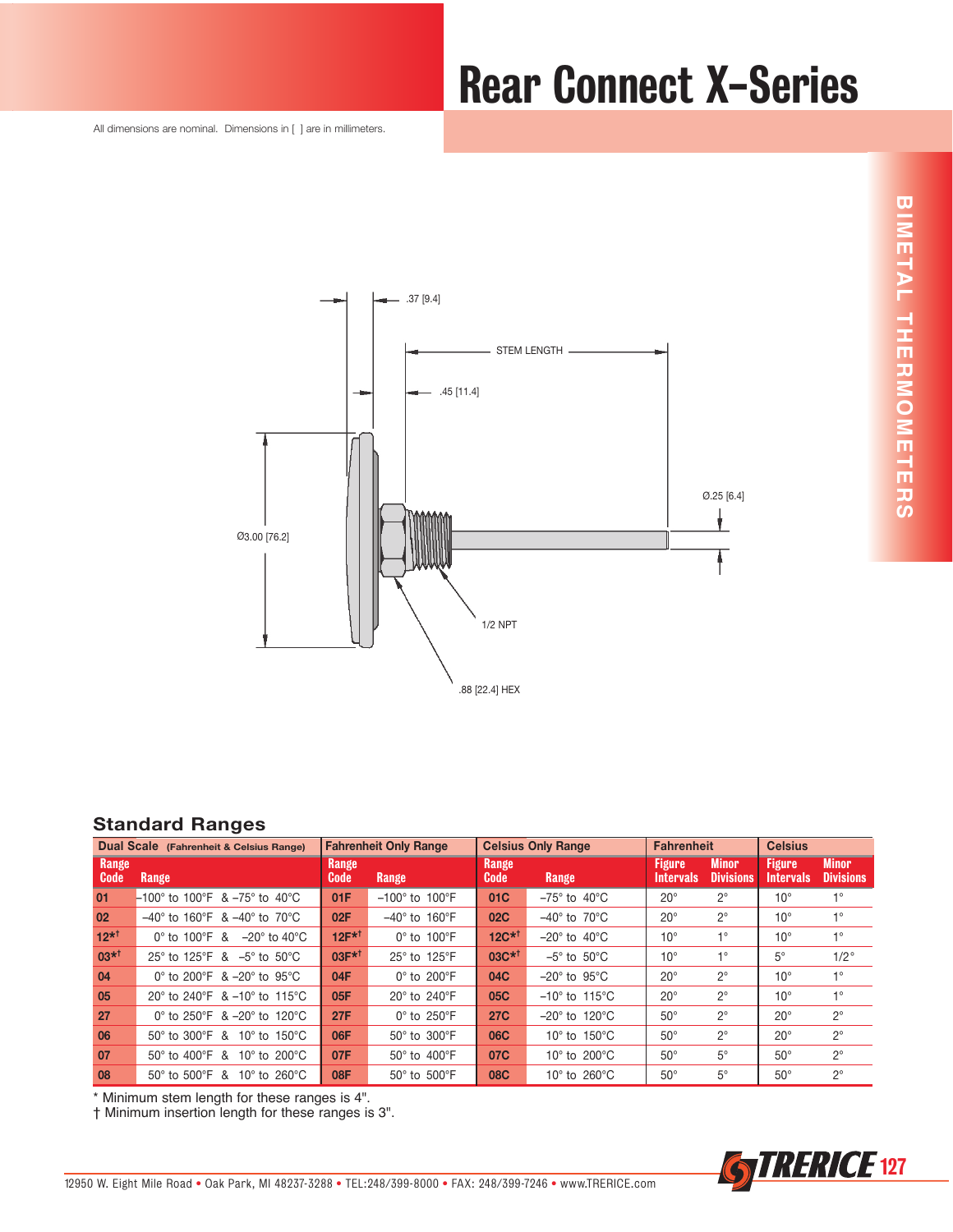# Rear Connect X-Series

All dimensions are nominal. Dimensions in [ ] are in millimeters.

.37 [9.4]

STEM LENGTH

.45 [11.4]

Ø.25 [6.4]

Ø3.00 [76.2]

1/2 NPT

.88 [22.4] HEX

## Standard Ranges

| Dual Scale (Fahrenheit & Celsius Range) | | Fahrenheit Only Range | | Celsius Only Range | | Fahrenheit | | Celsius | |
|---|---|---|---|---|---|---|---|---|---|
| Range Code | Range | Range Code | Range | Range Code | Range | Figure Intervals | Minor Divisions | Figure Intervals | Minor Divisions |
| 01 | –100° to 100°F & –75° to 40°C | 01F | –100° to 100°F | 01C | –75° to 40°C | 20° | 2° | 10° | 1° |
| 02 | –40° to 160°F & –40° to 70°C | 02F | –40° to 160°F | 02C | –40° to 70°C | 20° | 2° | 10° | 1° |
| 12*† | 0° to 100°F & –20° to 40°C | 12F*† | 0° to 100°F | 12C*† | –20° to 40°C | 10° | 1° | 10° | 1° |
| 03*† | 25° to 125°F & –5° to 50°C | 03F*† | 25° to 125°F | 03C*† | –5° to 50°C | 10° | 1° | 5° | 1/2° |
| 04 | 0° to 200°F & –20° to 95°C | 04F | 0° to 200°F | 04C | –20° to 95°C | 20° | 2° | 10° | 1° |
| 05 | 20° to 240°F & –10° to 115°C | 05F | 20° to 240°F | 05C | –10° to 115°C | 20° | 2° | 10° | 1° |
| 27 | 0° to 250°F & –20° to 120°C | 27F | 0° to 250°F | 27C | –20° to 120°C | 50° | 2° | 20° | 2° |
| 06 | 50° to 300°F & 10° to 150°C | 06F | 50° to 300°F | 06C | 10° to 150°C | 50° | 2° | 20° | 2° |
| 07 | 50° to 400°F & 10° to 200°C | 07F | 50° to 400°F | 07C | 10° to 200°C | 50° | 5° | 50° | 2° |
| 08 | 50° to 500°F & 10° to 260°C | 08F | 50° to 500°F | 08C | 10° to 260°C | 50° | 5° | 50° | 2° |

\* Minimum stem length for these ranges is 4".
† Minimum insertion length for these ranges is 3".

12950 W. Eight Mile Road • Oak Park, MI 48237-3288 • TEL:248/399-8000 • FAX: 248/399-7246 • www.TRERICE.com